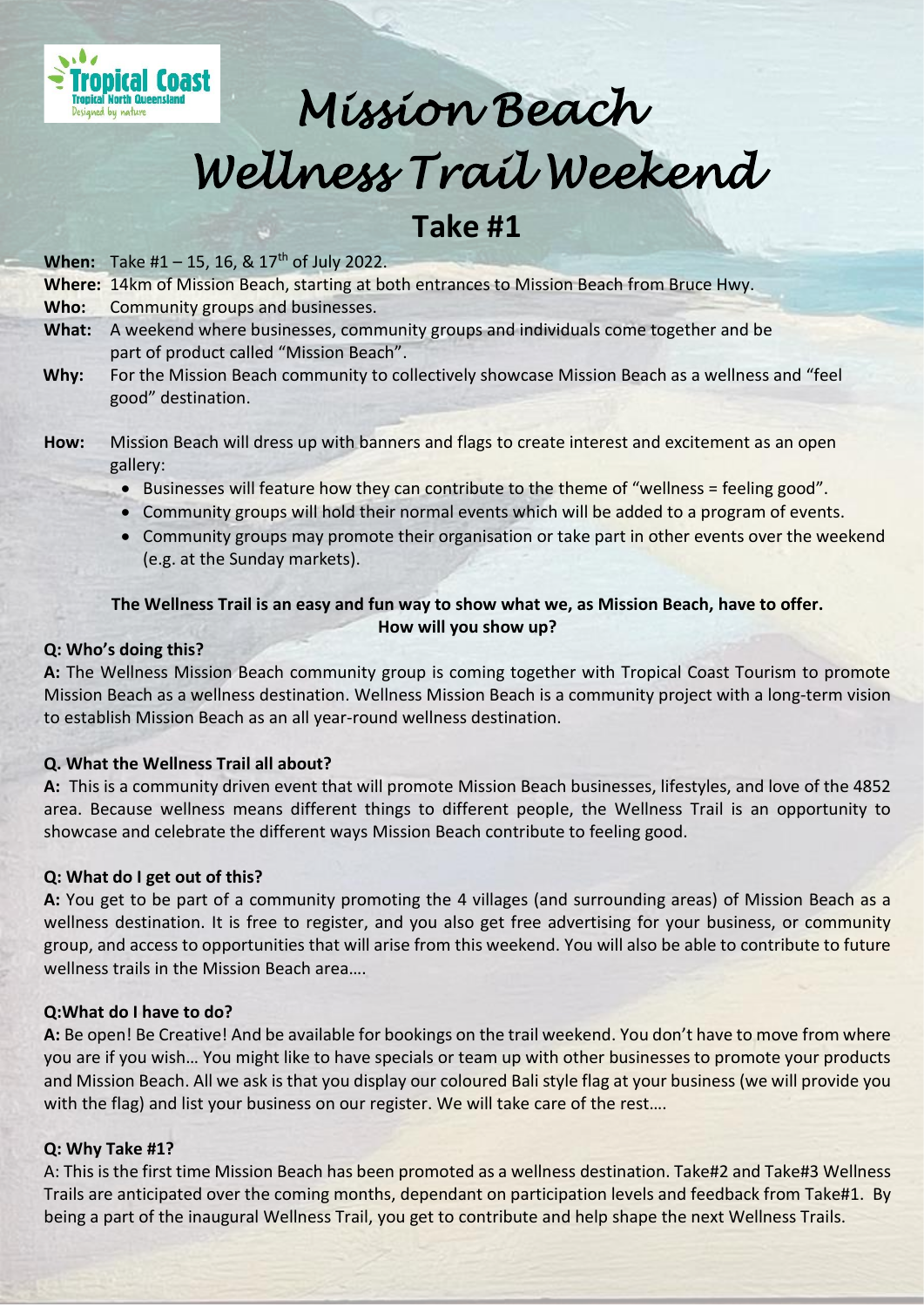# Mission Beach Wellness Trail Weekend

## Take #1

**When:** Take #1 – 15, 16, & 17th of July 2022.
**Where:** 14km of Mission Beach, starting at both entrances to Mission Beach from Bruce Hwy.
**Who:** Community groups and businesses.
**What:** A weekend where businesses, community groups and individuals come together and be part of product called "Mission Beach".
**Why:** For the Mission Beach community to collectively showcase Mission Beach as a wellness and "feel good" destination.

**How:** Mission Beach will dress up with banners and flags to create interest and excitement as an open gallery:

- Businesses will feature how they can contribute to the theme of "wellness = feeling good".
- Community groups will hold their normal events which will be added to a program of events.
- Community groups may promote their organisation or take part in other events over the weekend (e.g. at the Sunday markets).

**The Wellness Trail is an easy and fun way to show what we, as Mission Beach, have to offer. How will you show up?**

**Q: Who's doing this?**
**A:** The Wellness Mission Beach community group is coming together with Tropical Coast Tourism to promote Mission Beach as a wellness destination. Wellness Mission Beach is a community project with a long-term vision to establish Mission Beach as an all year-round wellness destination.

**Q. What the Wellness Trail all about?**
**A:** This is a community driven event that will promote Mission Beach businesses, lifestyles, and love of the 4852 area. Because wellness means different things to different people, the Wellness Trail is an opportunity to showcase and celebrate the different ways Mission Beach contribute to feeling good.

**Q: What do I get out of this?**
**A:** You get to be part of a community promoting the 4 villages (and surrounding areas) of Mission Beach as a wellness destination. It is free to register, and you also get free advertising for your business, or community group, and access to opportunities that will arise from this weekend. You will also be able to contribute to future wellness trails in the Mission Beach area….

**Q:What do I have to do?**
**A:** Be open! Be Creative! And be available for bookings on the trail weekend. You don't have to move from where you are if you wish… You might like to have specials or team up with other businesses to promote your products and Mission Beach. All we ask is that you display our coloured Bali style flag at your business (we will provide you with the flag) and list your business on our register. We will take care of the rest….

**Q: Why Take #1?**
A: This is the first time Mission Beach has been promoted as a wellness destination. Take#2 and Take#3 Wellness Trails are anticipated over the coming months, dependant on participation levels and feedback from Take#1. By being a part of the inaugural Wellness Trail, you get to contribute and help shape the next Wellness Trails.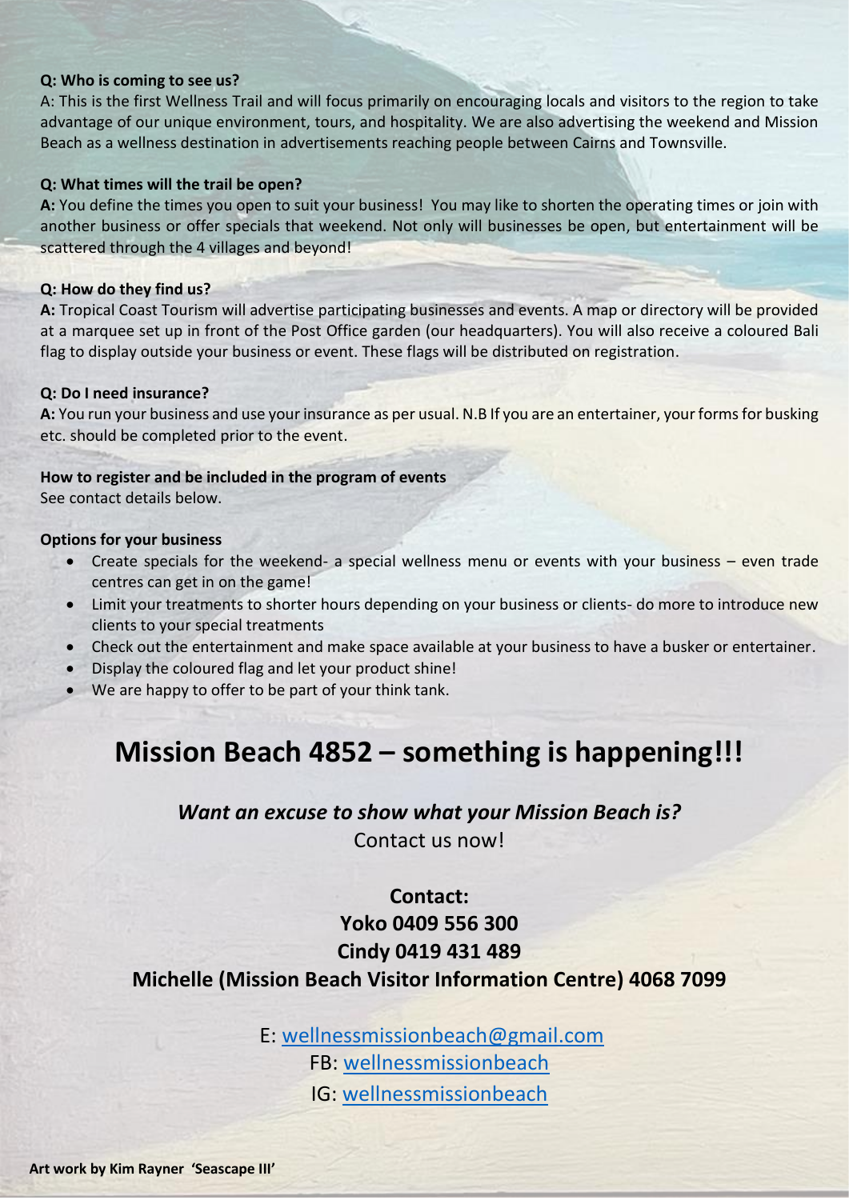**Q: Who is coming to see us?**
A: This is the first Wellness Trail and will focus primarily on encouraging locals and visitors to the region to take advantage of our unique environment, tours, and hospitality. We are also advertising the weekend and Mission Beach as a wellness destination in advertisements reaching people between Cairns and Townsville.

**Q: What times will the trail be open?**
**A:** You define the times you open to suit your business! You may like to shorten the operating times or join with another business or offer specials that weekend. Not only will businesses be open, but entertainment will be scattered through the 4 villages and beyond!

**Q: How do they find us?**
**A:** Tropical Coast Tourism will advertise participating businesses and events. A map or directory will be provided at a marquee set up in front of the Post Office garden (our headquarters). You will also receive a coloured Bali flag to display outside your business or event. These flags will be distributed on registration.

**Q: Do I need insurance?**
**A:** You run your business and use your insurance as per usual. N.B If you are an entertainer, your forms for busking etc. should be completed prior to the event.

**How to register and be included in the program of events**
See contact details below.

**Options for your business**

- Create specials for the weekend- a special wellness menu or events with your business – even trade centres can get in on the game!
- Limit your treatments to shorter hours depending on your business or clients- do more to introduce new clients to your special treatments
- Check out the entertainment and make space available at your business to have a busker or entertainer.
- Display the coloured flag and let your product shine!
- We are happy to offer to be part of your think tank.

# Mission Beach 4852 – something is happening!!!

***Want an excuse to show what your Mission Beach is?***
Contact us now!

**Contact:**
**Yoko 0409 556 300**
**Cindy 0419 431 489**
**Michelle (Mission Beach Visitor Information Centre) 4068 7099**

E: wellnessmissionbeach@gmail.com
FB: wellnessmissionbeach
IG: wellnessmissionbeach

**Art work by Kim Rayner 'Seascape III'**